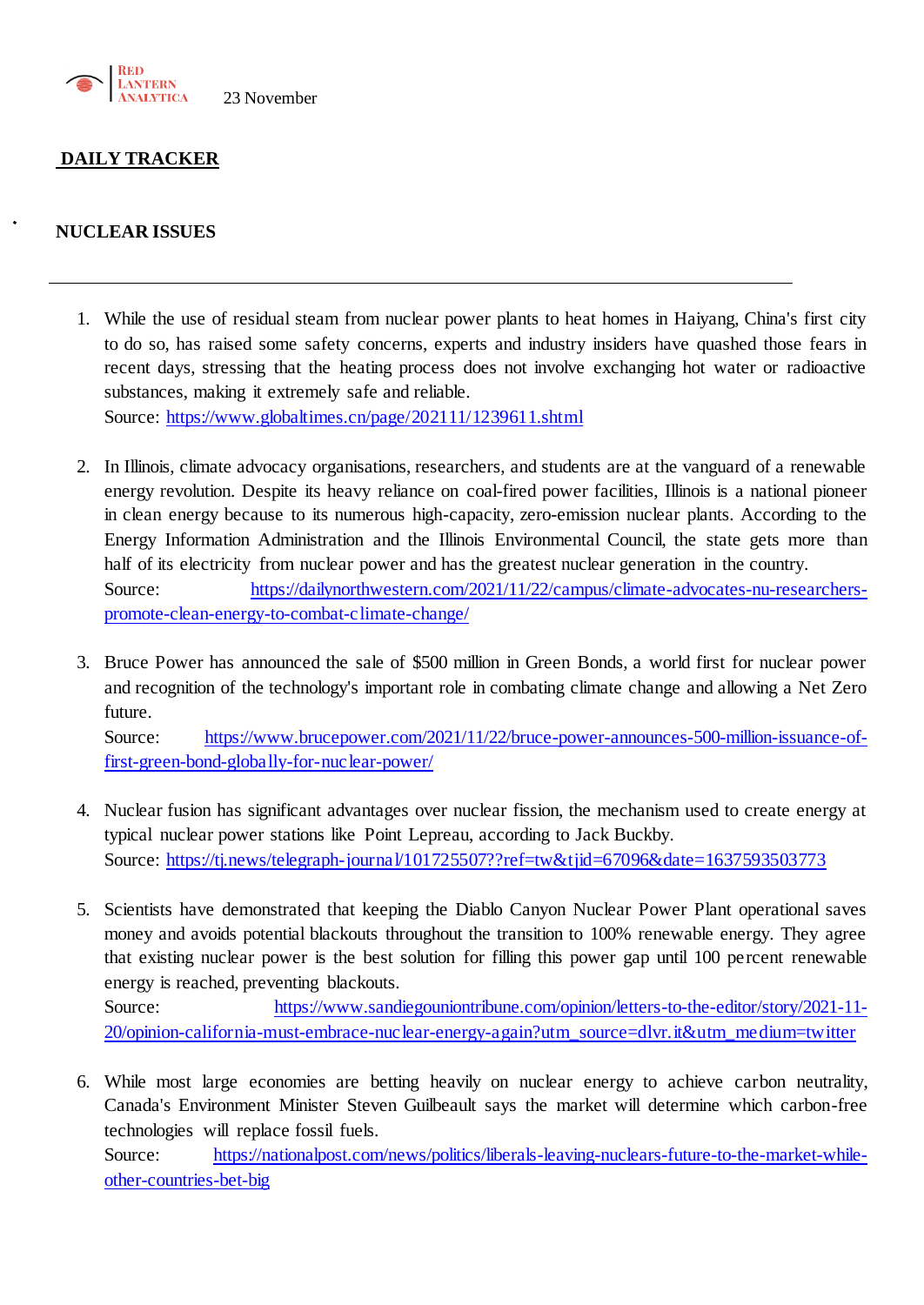RED LANTERN ANALYTICA 23 November

**DAILY TRACKER**

## NUCLEAR ISSUES

---

1. While the use of residual steam from nuclear power plants to heat homes in Haiyang, China's first city to do so, has raised some safety concerns, experts and industry insiders have quashed those fears in recent days, stressing that the heating process does not involve exchanging hot water or radioactive substances, making it extremely safe and reliable.
   Source: https://www.globaltimes.cn/page/202111/1239611.shtml

2. In Illinois, climate advocacy organisations, researchers, and students are at the vanguard of a renewable energy revolution. Despite its heavy reliance on coal-fired power facilities, Illinois is a national pioneer in clean energy because to its numerous high-capacity, zero-emission nuclear plants. According to the Energy Information Administration and the Illinois Environmental Council, the state gets more than half of its electricity from nuclear power and has the greatest nuclear generation in the country.
   Source: https://dailynorthwestern.com/2021/11/22/campus/climate-advocates-nu-researchers-promote-clean-energy-to-combat-climate-change/

3. Bruce Power has announced the sale of $500 million in Green Bonds, a world first for nuclear power and recognition of the technology's important role in combating climate change and allowing a Net Zero future.
   Source: https://www.brucepower.com/2021/11/22/bruce-power-announces-500-million-issuance-of-first-green-bond-globally-for-nuclear-power/

4. Nuclear fusion has significant advantages over nuclear fission, the mechanism used to create energy at typical nuclear power stations like Point Lepreau, according to Jack Buckby.
   Source: https://tj.news/telegraph-journal/101725507??ref=tw&tjid=67096&date=1637593503773

5. Scientists have demonstrated that keeping the Diablo Canyon Nuclear Power Plant operational saves money and avoids potential blackouts throughout the transition to 100% renewable energy. They agree that existing nuclear power is the best solution for filling this power gap until 100 percent renewable energy is reached, preventing blackouts.
   Source: https://www.sandiegouniontribune.com/opinion/letters-to-the-editor/story/2021-11-20/opinion-california-must-embrace-nuclear-energy-again?utm_source=dlvr.it&utm_medium=twitter

6. While most large economies are betting heavily on nuclear energy to achieve carbon neutrality, Canada's Environment Minister Steven Guilbeault says the market will determine which carbon-free technologies will replace fossil fuels.
   Source: https://nationalpost.com/news/politics/liberals-leaving-nuclears-future-to-the-market-while-other-countries-bet-big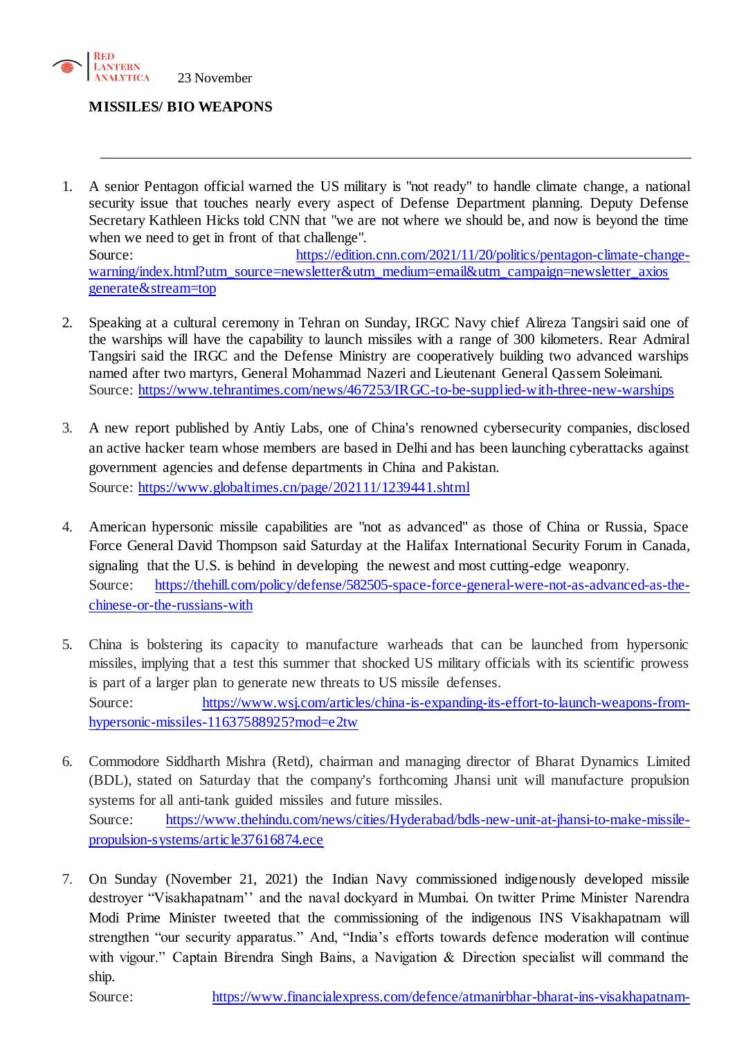RED LANTERN ANALYTICA 23 November

**MISSILES/ BIO WEAPONS**

---

1. A senior Pentagon official warned the US military is "not ready" to handle climate change, a national security issue that touches nearly every aspect of Defense Department planning. Deputy Defense Secretary Kathleen Hicks told CNN that "we are not where we should be, and now is beyond the time when we need to get in front of that challenge".
   Source: https://edition.cnn.com/2021/11/20/politics/pentagon-climate-change-warning/index.html?utm_source=newsletter&utm_medium=email&utm_campaign=newsletter_axiosgenerate&stream=top

2. Speaking at a cultural ceremony in Tehran on Sunday, IRGC Navy chief Alireza Tangsiri said one of the warships will have the capability to launch missiles with a range of 300 kilometers. Rear Admiral Tangsiri said the IRGC and the Defense Ministry are cooperatively building two advanced warships named after two martyrs, General Mohammad Nazeri and Lieutenant General Qassem Soleimani.
   Source: https://www.tehrantimes.com/news/467253/IRGC-to-be-supplied-with-three-new-warships

3. A new report published by Antiy Labs, one of China's renowned cybersecurity companies, disclosed an active hacker team whose members are based in Delhi and has been launching cyberattacks against government agencies and defense departments in China and Pakistan.
   Source: https://www.globaltimes.cn/page/202111/1239441.shtml

4. American hypersonic missile capabilities are "not as advanced" as those of China or Russia, Space Force General David Thompson said Saturday at the Halifax International Security Forum in Canada, signaling that the U.S. is behind in developing the newest and most cutting-edge weaponry.
   Source: https://thehill.com/policy/defense/582505-space-force-general-were-not-as-advanced-as-the-chinese-or-the-russians-with

5. China is bolstering its capacity to manufacture warheads that can be launched from hypersonic missiles, implying that a test this summer that shocked US military officials with its scientific prowess is part of a larger plan to generate new threats to US missile defenses.
   Source: https://www.wsj.com/articles/china-is-expanding-its-effort-to-launch-weapons-from-hypersonic-missiles-11637588925?mod=e2tw

6. Commodore Siddharth Mishra (Retd), chairman and managing director of Bharat Dynamics Limited (BDL), stated on Saturday that the company's forthcoming Jhansi unit will manufacture propulsion systems for all anti-tank guided missiles and future missiles.
   Source: https://www.thehindu.com/news/cities/Hyderabad/bdls-new-unit-at-jhansi-to-make-missile-propulsion-systems/article37616874.ece

7. On Sunday (November 21, 2021) the Indian Navy commissioned indigenously developed missile destroyer "Visakhapatnam'' and the naval dockyard in Mumbai. On twitter Prime Minister Narendra Modi Prime Minister tweeted that the commissioning of the indigenous INS Visakhapatnam will strengthen "our security apparatus." And, "India's efforts towards defence moderation will continue with vigour." Captain Birendra Singh Bains, a Navigation & Direction specialist will command the ship.
   Source: https://www.financialexpress.com/defence/atmanirbhar-bharat-ins-visakhapatnam-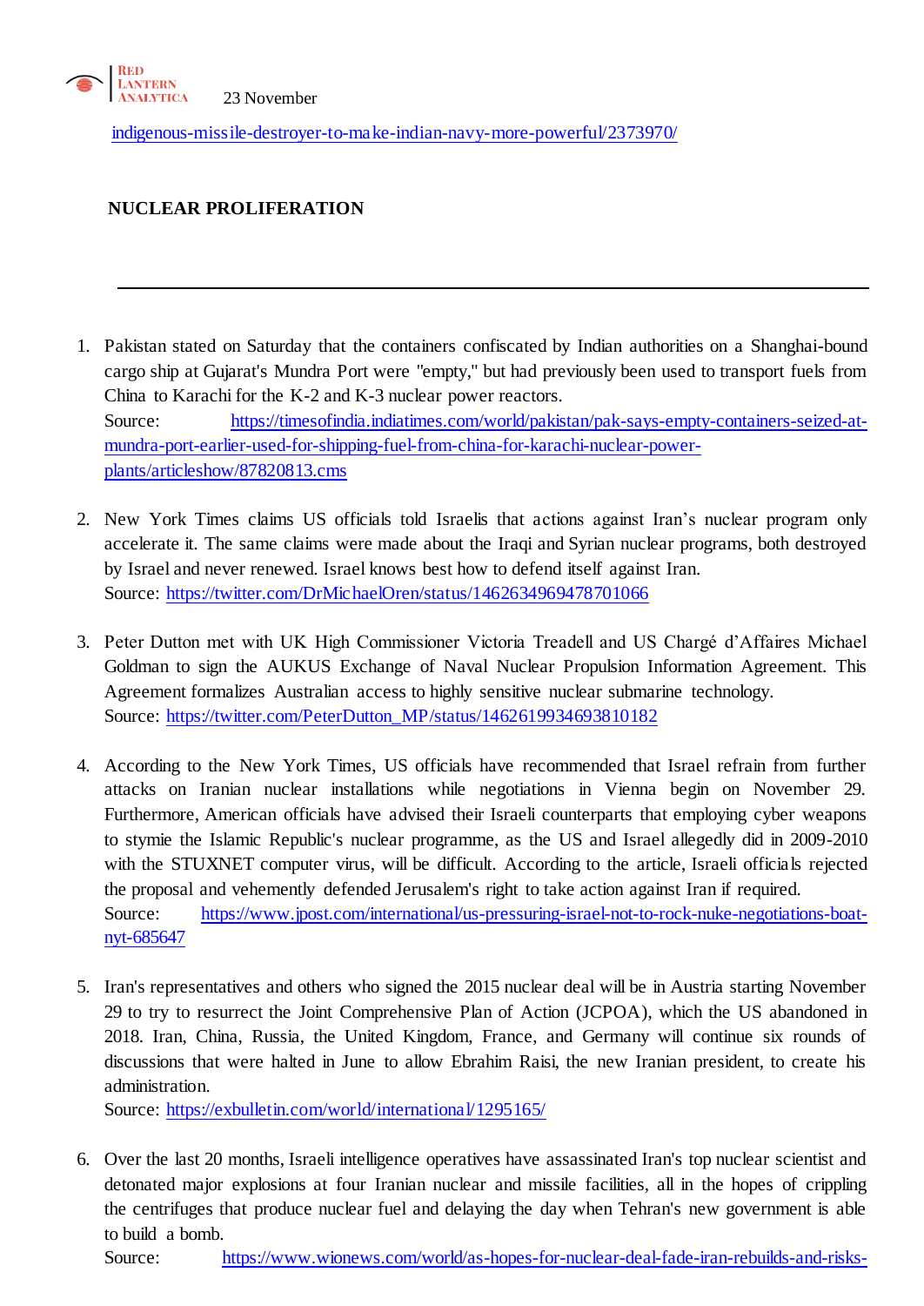indigenous-missile-destroyer-to-make-indian-navy-more-powerful/2373970/

**NUCLEAR PROLIFERATION**

---

1. Pakistan stated on Saturday that the containers confiscated by Indian authorities on a Shanghai-bound cargo ship at Gujarat's Mundra Port were "empty," but had previously been used to transport fuels from China to Karachi for the K-2 and K-3 nuclear power reactors.
   Source: https://timesofindia.indiatimes.com/world/pakistan/pak-says-empty-containers-seized-at-mundra-port-earlier-used-for-shipping-fuel-from-china-for-karachi-nuclear-power-plants/articleshow/87820813.cms

2. New York Times claims US officials told Israelis that actions against Iran's nuclear program only accelerate it. The same claims were made about the Iraqi and Syrian nuclear programs, both destroyed by Israel and never renewed. Israel knows best how to defend itself against Iran.
   Source: https://twitter.com/DrMichaelOren/status/1462634969478701066

3. Peter Dutton met with UK High Commissioner Victoria Treadell and US Chargé d'Affaires Michael Goldman to sign the AUKUS Exchange of Naval Nuclear Propulsion Information Agreement. This Agreement formalizes Australian access to highly sensitive nuclear submarine technology.
   Source: https://twitter.com/PeterDutton_MP/status/1462619934693810182

4. According to the New York Times, US officials have recommended that Israel refrain from further attacks on Iranian nuclear installations while negotiations in Vienna begin on November 29. Furthermore, American officials have advised their Israeli counterparts that employing cyber weapons to stymie the Islamic Republic's nuclear programme, as the US and Israel allegedly did in 2009-2010 with the STUXNET computer virus, will be difficult. According to the article, Israeli officials rejected the proposal and vehemently defended Jerusalem's right to take action against Iran if required.
   Source: https://www.jpost.com/international/us-pressuring-israel-not-to-rock-nuke-negotiations-boat-nyt-685647

5. Iran's representatives and others who signed the 2015 nuclear deal will be in Austria starting November 29 to try to resurrect the Joint Comprehensive Plan of Action (JCPOA), which the US abandoned in 2018. Iran, China, Russia, the United Kingdom, France, and Germany will continue six rounds of discussions that were halted in June to allow Ebrahim Raisi, the new Iranian president, to create his administration.
   Source: https://exbulletin.com/world/international/1295165/

6. Over the last 20 months, Israeli intelligence operatives have assassinated Iran's top nuclear scientist and detonated major explosions at four Iranian nuclear and missile facilities, all in the hopes of crippling the centrifuges that produce nuclear fuel and delaying the day when Tehran's new government is able to build a bomb.
   Source: https://www.wionews.com/world/as-hopes-for-nuclear-deal-fade-iran-rebuilds-and-risks-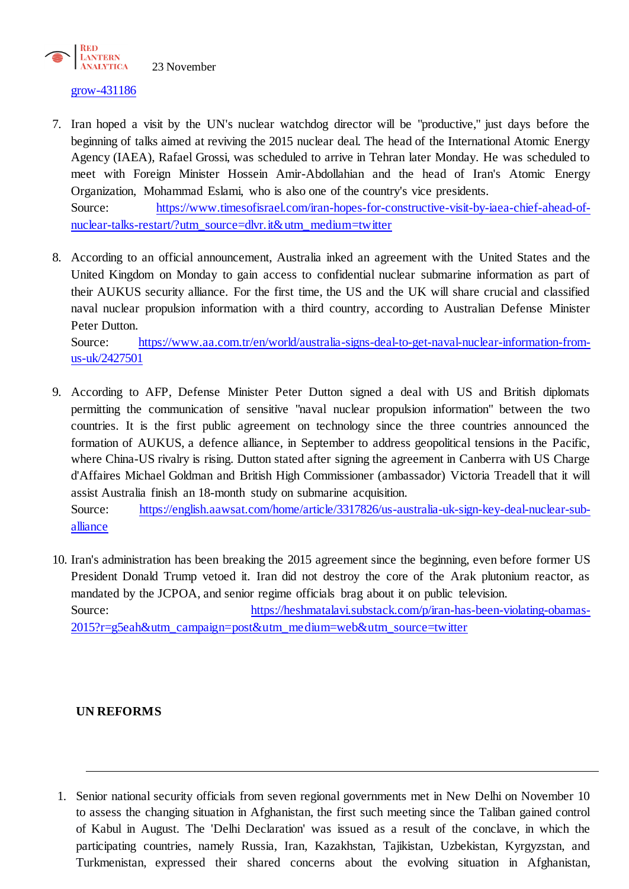grow-431186

7. Iran hoped a visit by the UN's nuclear watchdog director will be "productive," just days before the beginning of talks aimed at reviving the 2015 nuclear deal. The head of the International Atomic Energy Agency (IAEA), Rafael Grossi, was scheduled to arrive in Tehran later Monday. He was scheduled to meet with Foreign Minister Hossein Amir-Abdollahian and the head of Iran's Atomic Energy Organization, Mohammad Eslami, who is also one of the country's vice presidents.
   Source: https://www.timesofisrael.com/iran-hopes-for-constructive-visit-by-iaea-chief-ahead-of-nuclear-talks-restart/?utm_source=dlvr.it&utm_medium=twitter

8. According to an official announcement, Australia inked an agreement with the United States and the United Kingdom on Monday to gain access to confidential nuclear submarine information as part of their AUKUS security alliance. For the first time, the US and the UK will share crucial and classified naval nuclear propulsion information with a third country, according to Australian Defense Minister Peter Dutton.
   Source: https://www.aa.com.tr/en/world/australia-signs-deal-to-get-naval-nuclear-information-from-us-uk/2427501

9. According to AFP, Defense Minister Peter Dutton signed a deal with US and British diplomats permitting the communication of sensitive "naval nuclear propulsion information" between the two countries. It is the first public agreement on technology since the three countries announced the formation of AUKUS, a defence alliance, in September to address geopolitical tensions in the Pacific, where China-US rivalry is rising. Dutton stated after signing the agreement in Canberra with US Charge d'Affaires Michael Goldman and British High Commissioner (ambassador) Victoria Treadell that it will assist Australia finish an 18-month study on submarine acquisition.
   Source: https://english.aawsat.com/home/article/3317826/us-australia-uk-sign-key-deal-nuclear-sub-alliance

10. Iran's administration has been breaking the 2015 agreement since the beginning, even before former US President Donald Trump vetoed it. Iran did not destroy the core of the Arak plutonium reactor, as mandated by the JCPOA, and senior regime officials brag about it on public television.
    Source: https://heshmatalavi.substack.com/p/iran-has-been-violating-obamas-2015?r=g5eah&utm_campaign=post&utm_medium=web&utm_source=twitter

**UN REFORMS**

---

1. Senior national security officials from seven regional governments met in New Delhi on November 10 to assess the changing situation in Afghanistan, the first such meeting since the Taliban gained control of Kabul in August. The 'Delhi Declaration' was issued as a result of the conclave, in which the participating countries, namely Russia, Iran, Kazakhstan, Tajikistan, Uzbekistan, Kyrgyzstan, and Turkmenistan, expressed their shared concerns about the evolving situation in Afghanistan,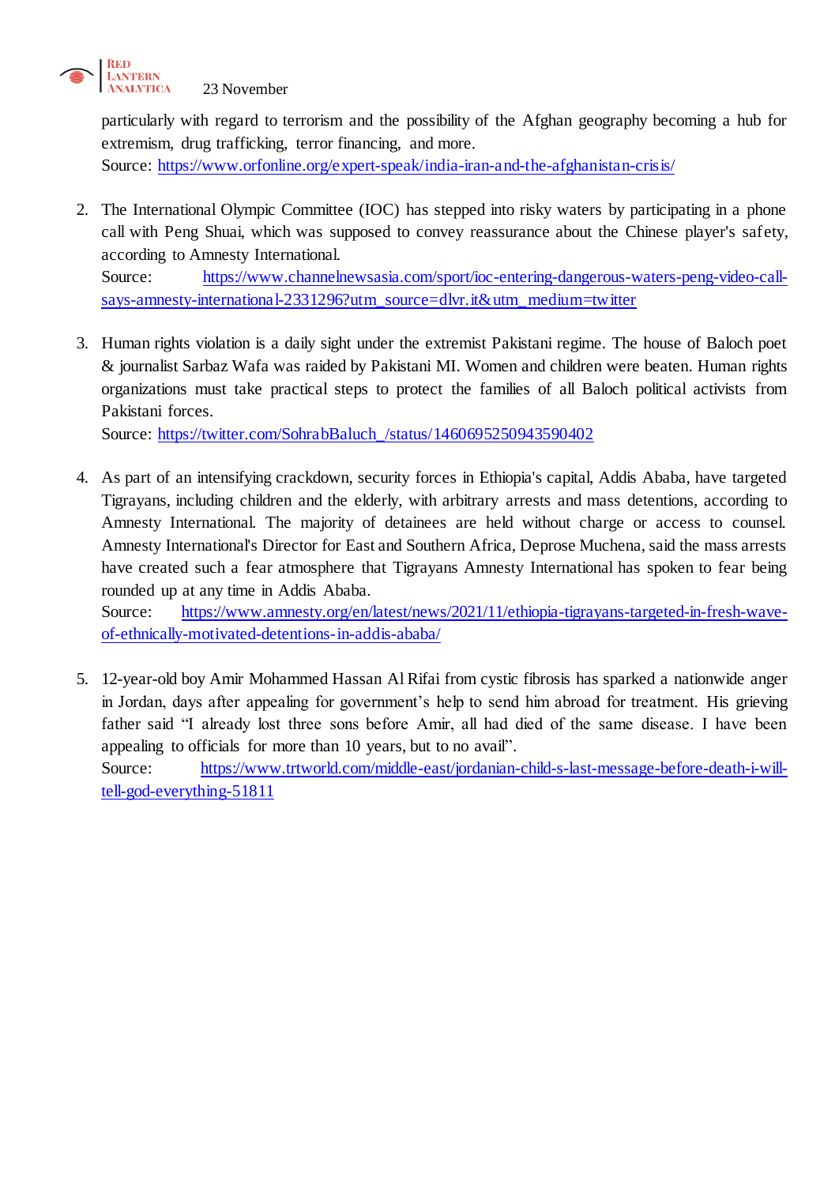particularly with regard to terrorism and the possibility of the Afghan geography becoming a hub for extremism, drug trafficking, terror financing, and more.
Source: https://www.orfonline.org/expert-speak/india-iran-and-the-afghanistan-crisis/

2. The International Olympic Committee (IOC) has stepped into risky waters by participating in a phone call with Peng Shuai, which was supposed to convey reassurance about the Chinese player's safety, according to Amnesty International.
   Source: https://www.channelnewsasia.com/sport/ioc-entering-dangerous-waters-peng-video-call-says-amnesty-international-2331296?utm_source=dlvr.it&utm_medium=twitter

3. Human rights violation is a daily sight under the extremist Pakistani regime. The house of Baloch poet & journalist Sarbaz Wafa was raided by Pakistani MI. Women and children were beaten. Human rights organizations must take practical steps to protect the families of all Baloch political activists from Pakistani forces.
   Source: https://twitter.com/SohrabBaluch_/status/1460695250943590402

4. As part of an intensifying crackdown, security forces in Ethiopia's capital, Addis Ababa, have targeted Tigrayans, including children and the elderly, with arbitrary arrests and mass detentions, according to Amnesty International. The majority of detainees are held without charge or access to counsel. Amnesty International's Director for East and Southern Africa, Deprose Muchena, said the mass arrests have created such a fear atmosphere that Tigrayans Amnesty International has spoken to fear being rounded up at any time in Addis Ababa.
   Source: https://www.amnesty.org/en/latest/news/2021/11/ethiopia-tigrayans-targeted-in-fresh-wave-of-ethnically-motivated-detentions-in-addis-ababa/

5. 12-year-old boy Amir Mohammed Hassan Al Rifai from cystic fibrosis has sparked a nationwide anger in Jordan, days after appealing for government's help to send him abroad for treatment. His grieving father said "I already lost three sons before Amir, all had died of the same disease. I have been appealing to officials for more than 10 years, but to no avail".
   Source: https://www.trtworld.com/middle-east/jordanian-child-s-last-message-before-death-i-will-tell-god-everything-51811